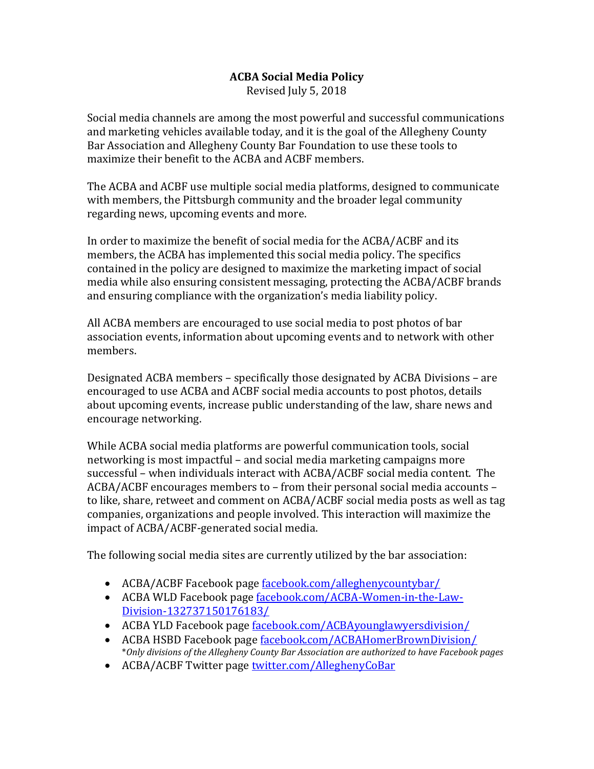# ACBA Social Media Policy

Revised July 5, 2018

Social media channels are among the most powerful and successful communications and marketing vehicles available today, and it is the goal of the Allegheny County Bar Association and Allegheny County Bar Foundation to use these tools to maximize their benefit to the ACBA and ACBF members.

The ACBA and ACBF use multiple social media platforms, designed to communicate with members, the Pittsburgh community and the broader legal community regarding news, upcoming events and more.

In order to maximize the benefit of social media for the ACBA/ACBF and its members, the ACBA has implemented this social media policy. The specifics contained in the policy are designed to maximize the marketing impact of social media while also ensuring consistent messaging, protecting the ACBA/ACBF brands and ensuring compliance with the organization's media liability policy.

All ACBA members are encouraged to use social media to post photos of bar association events, information about upcoming events and to network with other members.

Designated ACBA members – specifically those designated by ACBA Divisions – are encouraged to use ACBA and ACBF social media accounts to post photos, details about upcoming events, increase public understanding of the law, share news and encourage networking.

While ACBA social media platforms are powerful communication tools, social networking is most impactful – and social media marketing campaigns more successful – when individuals interact with ACBA/ACBF social media content. The ACBA/ACBF encourages members to – from their personal social media accounts – to like, share, retweet and comment on ACBA/ACBF social media posts as well as tag companies, organizations and people involved. This interaction will maximize the impact of ACBA/ACBF-generated social media.

The following social media sites are currently utilized by the bar association:

- ACBA/ACBF Facebook page facebook.com/alleghenycountybar/
- ACBA WLD Facebook page facebook.com/ACBA-Women-in-the-Law-Division-132737150176183/
- ACBA YLD Facebook page facebook.com/ACBAyounglawyersdivision/
- ACBA HSBD Facebook page facebook.com/ACBAHomerBrownDivision/
  *Only divisions of the Allegheny County Bar Association are authorized to have Facebook pages*
- ACBA/ACBF Twitter page twitter.com/AlleghenyCoBar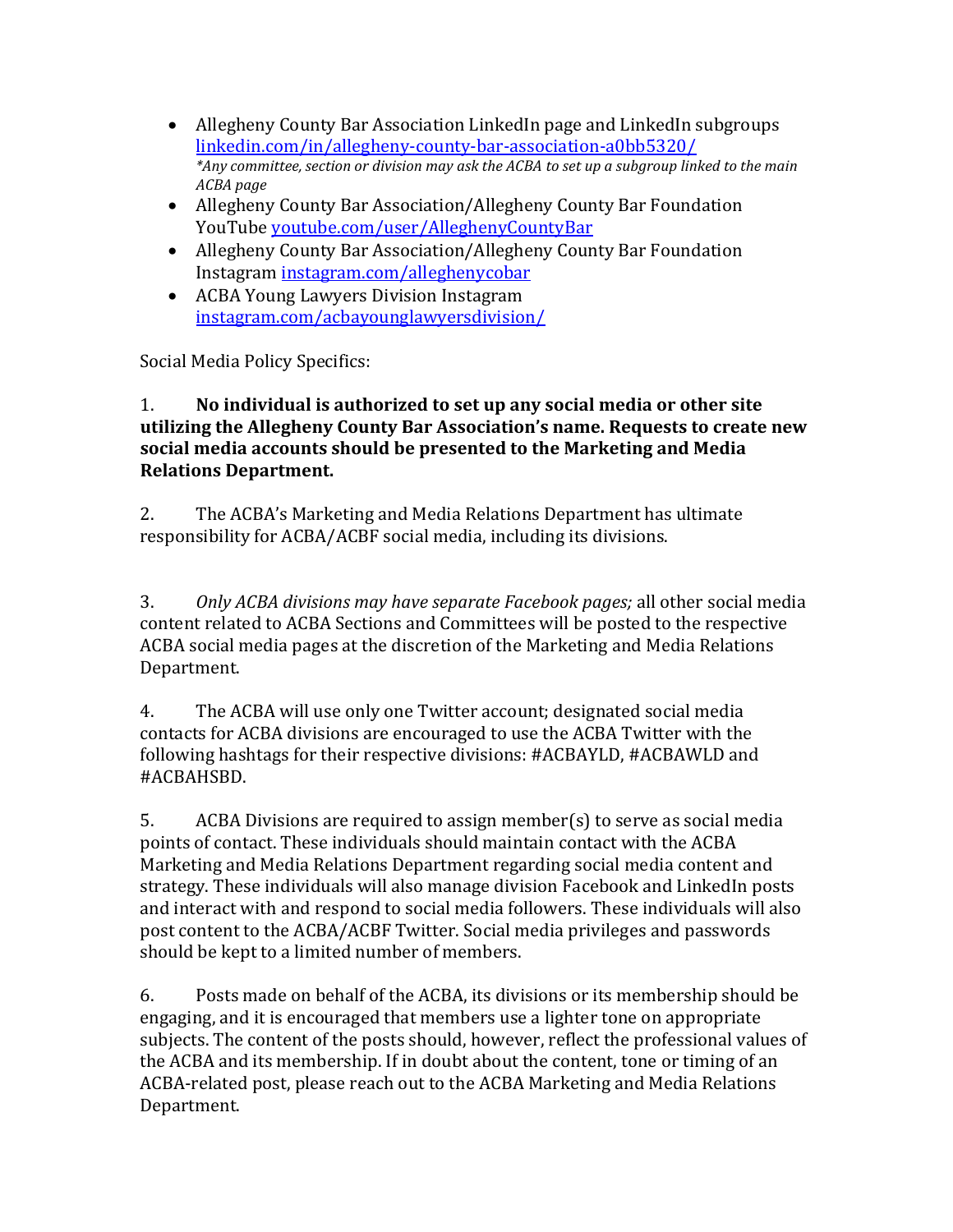- Allegheny County Bar Association LinkedIn page and LinkedIn subgroups [linkedin.com/in/allegheny-county-bar-association-a0bb5320/](linkedin.com/in/allegheny-county-bar-association-a0bb5320/)
  *\*Any committee, section or division may ask the ACBA to set up a subgroup linked to the main ACBA page*
- Allegheny County Bar Association/Allegheny County Bar Foundation YouTube [youtube.com/user/AlleghenyCountyBar](youtube.com/user/AlleghenyCountyBar)
- Allegheny County Bar Association/Allegheny County Bar Foundation Instagram [instagram.com/alleghenycobar](instagram.com/alleghenycobar)
- ACBA Young Lawyers Division Instagram [instagram.com/acbayounglawyersdivision/](instagram.com/acbayounglawyersdivision/)

Social Media Policy Specifics:

1. **No individual is authorized to set up any social media or other site utilizing the Allegheny County Bar Association's name. Requests to create new social media accounts should be presented to the Marketing and Media Relations Department.**

2. The ACBA's Marketing and Media Relations Department has ultimate responsibility for ACBA/ACBF social media, including its divisions.

3. *Only ACBA divisions may have separate Facebook pages;* all other social media content related to ACBA Sections and Committees will be posted to the respective ACBA social media pages at the discretion of the Marketing and Media Relations Department.

4. The ACBA will use only one Twitter account; designated social media contacts for ACBA divisions are encouraged to use the ACBA Twitter with the following hashtags for their respective divisions: #ACBAYLD, #ACBAWLD and #ACBAHSBD.

5. ACBA Divisions are required to assign member(s) to serve as social media points of contact. These individuals should maintain contact with the ACBA Marketing and Media Relations Department regarding social media content and strategy. These individuals will also manage division Facebook and LinkedIn posts and interact with and respond to social media followers. These individuals will also post content to the ACBA/ACBF Twitter. Social media privileges and passwords should be kept to a limited number of members.

6. Posts made on behalf of the ACBA, its divisions or its membership should be engaging, and it is encouraged that members use a lighter tone on appropriate subjects. The content of the posts should, however, reflect the professional values of the ACBA and its membership. If in doubt about the content, tone or timing of an ACBA-related post, please reach out to the ACBA Marketing and Media Relations Department.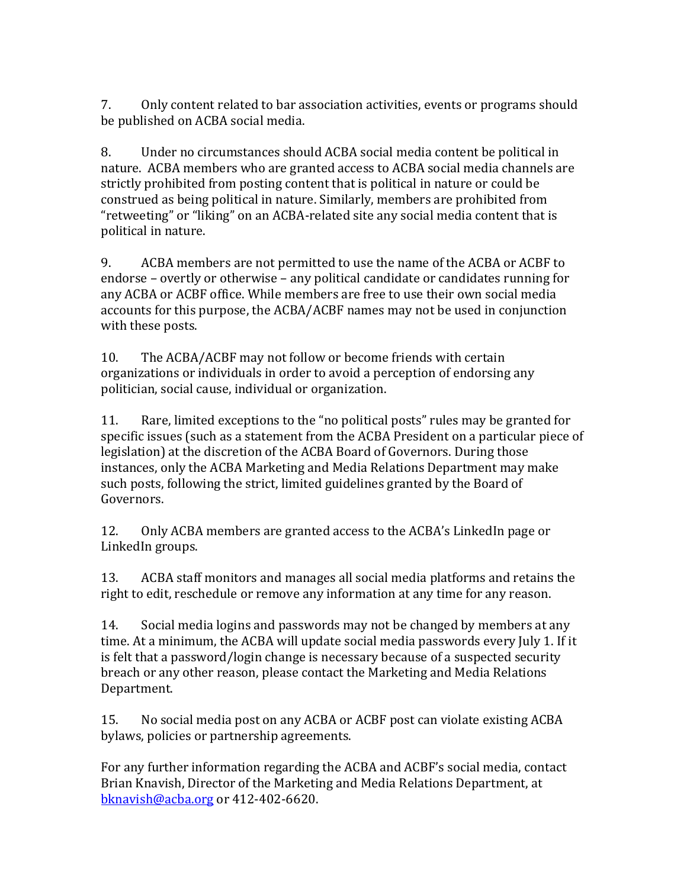7. Only content related to bar association activities, events or programs should be published on ACBA social media.

8. Under no circumstances should ACBA social media content be political in nature. ACBA members who are granted access to ACBA social media channels are strictly prohibited from posting content that is political in nature or could be construed as being political in nature. Similarly, members are prohibited from "retweeting" or "liking" on an ACBA-related site any social media content that is political in nature.

9. ACBA members are not permitted to use the name of the ACBA or ACBF to endorse – overtly or otherwise – any political candidate or candidates running for any ACBA or ACBF office. While members are free to use their own social media accounts for this purpose, the ACBA/ACBF names may not be used in conjunction with these posts.

10. The ACBA/ACBF may not follow or become friends with certain organizations or individuals in order to avoid a perception of endorsing any politician, social cause, individual or organization.

11. Rare, limited exceptions to the "no political posts" rules may be granted for specific issues (such as a statement from the ACBA President on a particular piece of legislation) at the discretion of the ACBA Board of Governors. During those instances, only the ACBA Marketing and Media Relations Department may make such posts, following the strict, limited guidelines granted by the Board of Governors.

12. Only ACBA members are granted access to the ACBA's LinkedIn page or LinkedIn groups.

13. ACBA staff monitors and manages all social media platforms and retains the right to edit, reschedule or remove any information at any time for any reason.

14. Social media logins and passwords may not be changed by members at any time. At a minimum, the ACBA will update social media passwords every July 1. If it is felt that a password/login change is necessary because of a suspected security breach or any other reason, please contact the Marketing and Media Relations Department.

15. No social media post on any ACBA or ACBF post can violate existing ACBA bylaws, policies or partnership agreements.

For any further information regarding the ACBA and ACBF's social media, contact Brian Knavish, Director of the Marketing and Media Relations Department, at [bknavish@acba.org](mailto:bknavish@acba.org) or 412-402-6620.